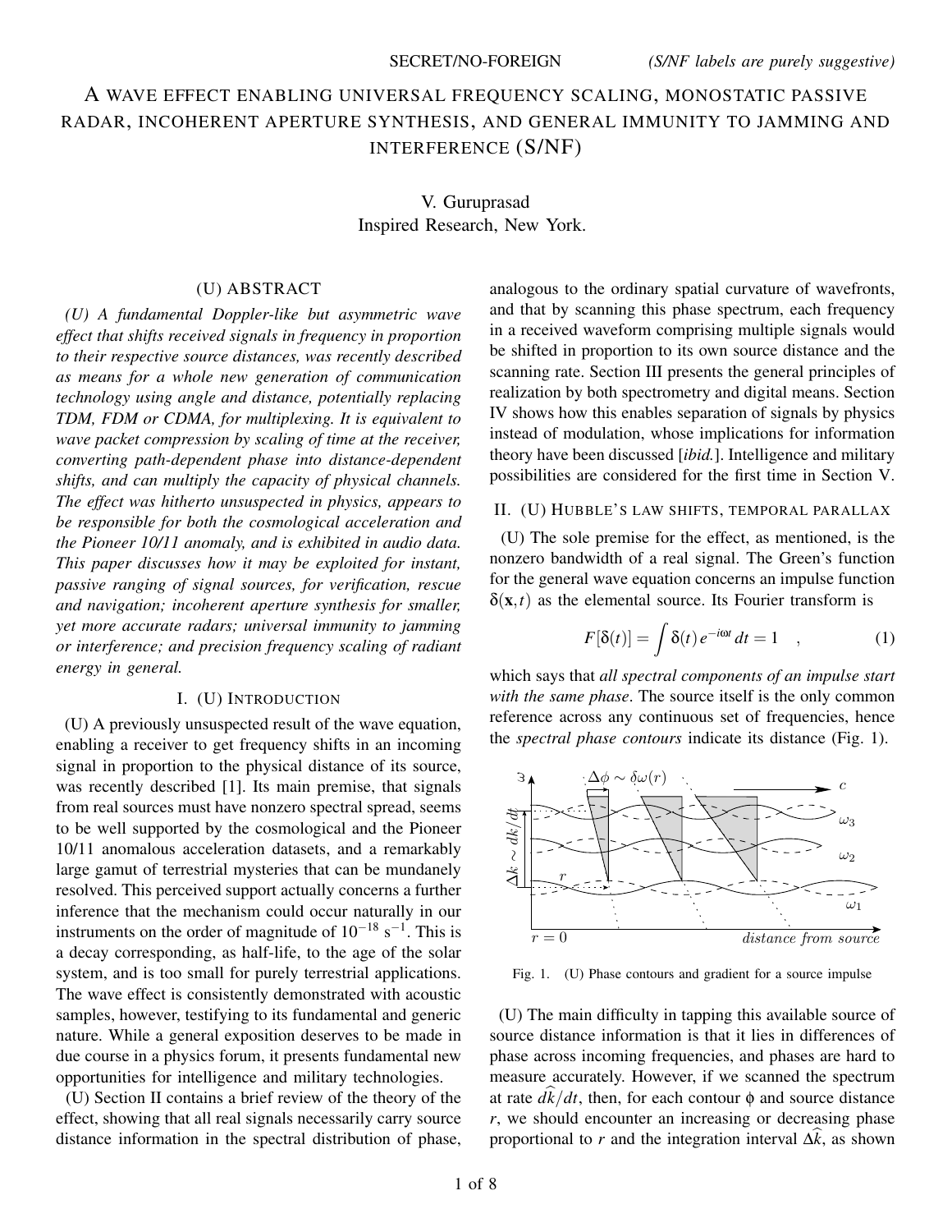SECRET/NO-FOREIGN *(S/NF labels are purely suggestive)*

# A WAVE EFFECT ENABLING UNIVERSAL FREQUENCY SCALING, MONOSTATIC PASSIVE RADAR, INCOHERENT APERTURE SYNTHESIS, AND GENERAL IMMUNITY TO JAMMING AND INTERFERENCE (S/NF)

V. Guruprasad
Inspired Research, New York.

## (U) ABSTRACT

*(U) A fundamental Doppler-like but asymmetric wave effect that shifts received signals in frequency in proportion to their respective source distances, was recently described as means for a whole new generation of communication technology using angle and distance, potentially replacing TDM, FDM or CDMA, for multiplexing. It is equivalent to wave packet compression by scaling of time at the receiver, converting path-dependent phase into distance-dependent shifts, and can multiply the capacity of physical channels. The effect was hitherto unsuspected in physics, appears to be responsible for both the cosmological acceleration and the Pioneer 10/11 anomaly, and is exhibited in audio data. This paper discusses how it may be exploited for instant, passive ranging of signal sources, for verification, rescue and navigation; incoherent aperture synthesis for smaller, yet more accurate radars; universal immunity to jamming or interference; and precision frequency scaling of radiant energy in general.*

## I. (U) INTRODUCTION

(U) A previously unsuspected result of the wave equation, enabling a receiver to get frequency shifts in an incoming signal in proportion to the physical distance of its source, was recently described [1]. Its main premise, that signals from real sources must have nonzero spectral spread, seems to be well supported by the cosmological and the Pioneer 10/11 anomalous acceleration datasets, and a remarkably large gamut of terrestrial mysteries that can be mundanely resolved. This perceived support actually concerns a further inference that the mechanism could occur naturally in our instruments on the order of magnitude of $10^{-18}$ s$^{-1}$. This is a decay corresponding, as half-life, to the age of the solar system, and is too small for purely terrestrial applications. The wave effect is consistently demonstrated with acoustic samples, however, testifying to its fundamental and generic nature. While a general exposition deserves to be made in due course in a physics forum, it presents fundamental new opportunities for intelligence and military technologies.

(U) Section II contains a brief review of the theory of the effect, showing that all real signals necessarily carry source distance information in the spectral distribution of phase, analogous to the ordinary spatial curvature of wavefronts, and that by scanning this phase spectrum, each frequency in a received waveform comprising multiple signals would be shifted in proportion to its own source distance and the scanning rate. Section III presents the general principles of realization by both spectrometry and digital means. Section IV shows how this enables separation of signals by physics instead of modulation, whose implications for information theory have been discussed [*ibid.*]. Intelligence and military possibilities are considered for the first time in Section V.

## II. (U) HUBBLE'S LAW SHIFTS, TEMPORAL PARALLAX

(U) The sole premise for the effect, as mentioned, is the nonzero bandwidth of a real signal. The Green's function for the general wave equation concerns an impulse function $\delta(\mathbf{x},t)$ as the elemental source. Its Fourier transform is

$$F[\delta(t)] = \int \delta(t)\, e^{-i\omega t}\, dt = 1 \quad , \tag{1}$$

which says that *all spectral components of an impulse start with the same phase*. The source itself is the only common reference across any continuous set of frequencies, hence the *spectral phase contours* indicate its distance (Fig. 1).

Fig. 1. (U) Phase contours and gradient for a source impulse

(U) The main difficulty in tapping this available source of source distance information is that it lies in differences of phase across incoming frequencies, and phases are hard to measure accurately. However, if we scanned the spectrum at rate $\widehat{dk}/dt$, then, for each contour $\phi$ and source distance $r$, we should encounter an increasing or decreasing phase proportional to $r$ and the integration interval $\Delta\widehat{k}$, as shown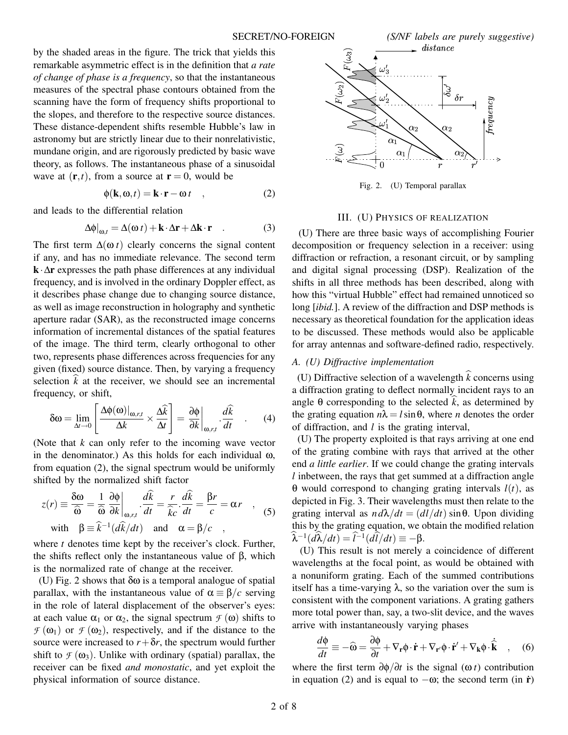by the shaded areas in the figure. The trick that yields this remarkable asymmetric effect is in the definition that *a rate of change of phase is a frequency*, so that the instantaneous measures of the spectral phase contours obtained from the scanning have the form of frequency shifts proportional to the slopes, and therefore to the respective source distances. These distance-dependent shifts resemble Hubble's law in astronomy but are strictly linear due to their nonrelativistic, mundane origin, and are rigorously predicted by basic wave theory, as follows. The instantaneous phase of a sinusoidal wave at $(\mathbf{r},t)$, from a source at $\mathbf{r}=0$, would be

$$\phi(\mathbf{k},\omega,t) = \mathbf{k}\cdot\mathbf{r} - \omega\, t \quad , \tag{2}$$

and leads to the differential relation

$$\Delta\phi|_{\omega,t} = \Delta(\omega\, t) + \mathbf{k}\cdot\Delta\mathbf{r} + \Delta\mathbf{k}\cdot\mathbf{r} \quad . \tag{3}$$

The first term $\Delta(\omega\, t)$ clearly concerns the signal content if any, and has no immediate relevance. The second term $\mathbf{k}\cdot\Delta\mathbf{r}$ expresses the path phase differences at any individual frequency, and is involved in the ordinary Doppler effect, as it describes phase change due to changing source distance, as well as image reconstruction in holography and synthetic aperture radar (SAR), as the reconstructed image concerns information of incremental distances of the spatial features of the image. The third term, clearly orthogonal to other two, represents phase differences across frequencies for any given (fixed) source distance. Then, by varying a frequency selection $\widehat{k}$ at the receiver, we should see an incremental frequency, or shift,

$$\delta\omega = \lim_{\Delta t\to 0}\left[\frac{\Delta\phi(\omega)|_{\omega,r,t}}{\Delta k}\times\frac{\Delta\widehat{k}}{\Delta t}\right] = \left.\frac{\partial\phi}{\partial k}\right|_{\omega,r,t}\cdot\frac{d\widehat{k}}{dt} \quad . \tag{4}$$

(Note that $k$ can only refer to the incoming wave vector in the denominator.) As this holds for each individual $\omega$, from equation (2), the signal spectrum would be uniformly shifted by the normalized shift factor

$$z(r) \equiv \frac{\delta\omega}{\widehat{\omega}} = \frac{1}{\widehat{\omega}}\left.\frac{\partial\phi}{\partial k}\right|_{\omega,r,t}\cdot\frac{d\widehat{k}}{dt} = \frac{r}{\widehat{k}c}\cdot\frac{d\widehat{k}}{dt} = \frac{\beta r}{c} = \alpha\, r \quad , \tag{5}$$

$$\text{with} \quad \beta \equiv \widehat{k}^{-1}(d\widehat{k}/dt) \quad \text{and} \quad \alpha = \beta/c \quad ,$$

where $t$ denotes time kept by the receiver's clock. Further, the shifts reflect only the instantaneous value of $\beta$, which is the normalized rate of change at the receiver.

(U) Fig. 2 shows that $\delta\omega$ is a temporal analogue of spatial parallax, with the instantaneous value of $\alpha \equiv \beta/c$ serving in the role of lateral displacement of the observer's eyes: at each value $\alpha_1$ or $\alpha_2$, the signal spectrum $\mathcal{F}(\omega)$ shifts to $\mathcal{F}(\omega_1)$ or $\mathcal{F}(\omega_2)$, respectively, and if the distance to the source were increased to $r+\delta r$, the spectrum would further shift to $\mathcal{F}(\omega_3)$. Unlike with ordinary (spatial) parallax, the receiver can be fixed *and monostatic*, and yet exploit the physical information of source distance.

Fig. 2. (U) Temporal parallax

## III. (U) Physics of Realization

(U) There are three basic ways of accomplishing Fourier decomposition or frequency selection in a receiver: using diffraction or refraction, a resonant circuit, or by sampling and digital signal processing (DSP). Realization of the shifts in all three methods has been described, along with how this "virtual Hubble" effect had remained unnoticed so long [*ibid.*]. A review of the diffraction and DSP methods is necessary as theoretical foundation for the application ideas to be discussed. These methods would also be applicable for array antennas and software-defined radio, respectively.

### A. (U) Diffractive implementation

(U) Diffractive selection of a wavelength $\widehat{k}$ concerns using a diffraction grating to deflect normally incident rays to an angle $\theta$ corresponding to the selected $\widehat{k}$, as determined by the grating equation $n\lambda = l\sin\theta$, where $n$ denotes the order of diffraction, and $l$ is the grating interval,

(U) The property exploited is that rays arriving at one end of the grating combine with rays that arrived at the other end *a little earlier*. If we could change the grating intervals $l$ inbetween, the rays that get summed at a diffraction angle $\theta$ would correspond to changing grating intervals $l(t)$, as depicted in Fig. 3. Their wavelengths must then relate to the grating interval as $n\, d\lambda/dt = (dl/dt)\sin\theta$. Upon dividing this by the grating equation, we obtain the modified relation $\widehat{\lambda}^{-1}(d\widehat{\lambda}/dt) = \widehat{l}^{-1}(d\widehat{l}/dt) \equiv -\beta$.

(U) This result is not merely a coincidence of different wavelengths at the focal point, as would be obtained with a nonuniform grating. Each of the summed contributions itself has a time-varying $\lambda$, so the variation over the sum is consistent with the component variations. A grating gathers more total power than, say, a two-slit device, and the waves arrive with instantaneously varying phases

$$\frac{d\phi}{dt} \equiv -\widehat{\omega} = \frac{\partial\phi}{\partial t} + \nabla_{\mathbf{r}}\phi\cdot\dot{\mathbf{r}} + \nabla_{\mathbf{r}'}\phi\cdot\dot{\mathbf{r}}' + \nabla_{\mathbf{k}}\phi\cdot\dot{\widehat{\mathbf{k}}} \quad , \tag{6}$$

where the first term $\partial\phi/\partial t$ is the signal $(\omega\, t)$ contribution in equation (2) and is equal to $-\omega$; the second term (in $\dot{\mathbf{r}}$)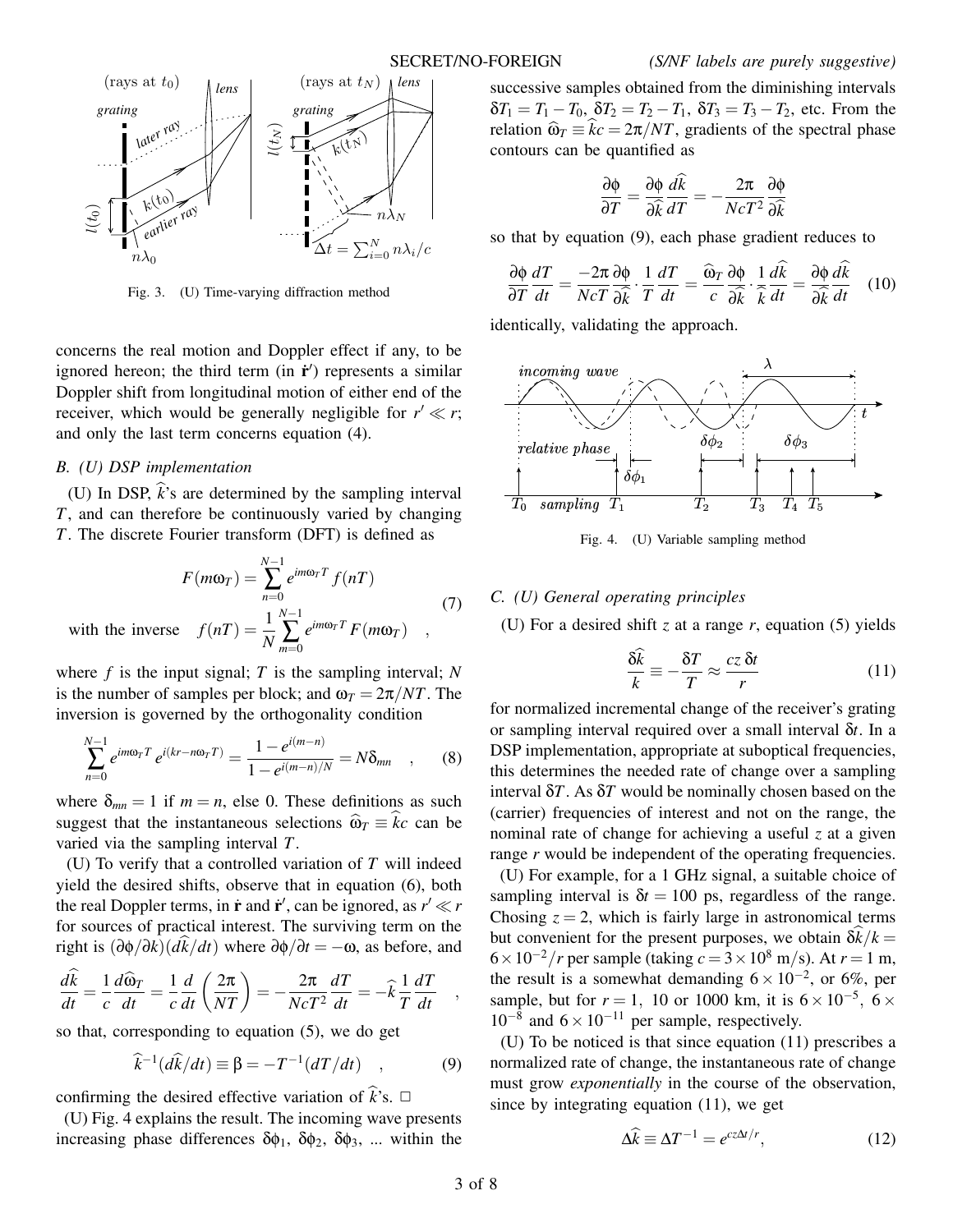Fig. 3. (U) Time-varying diffraction method

concerns the real motion and Doppler effect if any, to be ignored hereon; the third term (in $\dot{\mathbf{r}}'$) represents a similar Doppler shift from longitudinal motion of either end of the receiver, which would be generally negligible for $r' \ll r$; and only the last term concerns equation (4).

### B. (U) DSP implementation

(U) In DSP, $\widehat{k}$'s are determined by the sampling interval $T$, and can therefore be continuously varied by changing $T$. The discrete Fourier transform (DFT) is defined as

$$F(m\omega_T) = \sum_{n=0}^{N-1} e^{im\omega_T T} f(nT)$$
$$\text{with the inverse} \quad f(nT) = \frac{1}{N} \sum_{m=0}^{N-1} e^{im\omega_T T} F(m\omega_T) \quad , \tag{7}$$

where $f$ is the input signal; $T$ is the sampling interval; $N$ is the number of samples per block; and $\omega_T = 2\pi/NT$. The inversion is governed by the orthogonality condition

$$\sum_{n=0}^{N-1} e^{im\omega_T T} e^{i(kr - n\omega_T T)} = \frac{1 - e^{i(m-n)}}{1 - e^{i(m-n)/N}} = N\delta_{mn} \quad , \tag{8}$$

where $\delta_{mn} = 1$ if $m = n$, else 0. These definitions as such suggest that the instantaneous selections $\widehat{\omega}_T \equiv \widehat{k}c$ can be varied via the sampling interval $T$.

(U) To verify that a controlled variation of $T$ will indeed yield the desired shifts, observe that in equation (6), both the real Doppler terms, in $\dot{\mathbf{r}}$ and $\dot{\mathbf{r}}'$, can be ignored, as $r' \ll r$ for sources of practical interest. The surviving term on the right is $(\partial\phi/\partial k)(d\widehat{k}/dt)$ where $\partial\phi/\partial t = -\omega$, as before, and

$$\frac{d\widehat{k}}{dt} = \frac{1}{c}\frac{d\widehat{\omega}_T}{dt} = \frac{1}{c}\frac{d}{dt}\left(\frac{2\pi}{NT}\right) = -\frac{2\pi}{NcT^2}\frac{dT}{dt} = -\widehat{k}\,\frac{1}{T}\frac{dT}{dt} \quad ,$$

so that, corresponding to equation (5), we do get

$$\widehat{k}^{-1}(d\widehat{k}/dt) \equiv \beta = -T^{-1}(dT/dt) \quad , \tag{9}$$

confirming the desired effective variation of $\widehat{k}$'s. □

(U) Fig. 4 explains the result. The incoming wave presents increasing phase differences $\delta\phi_1$, $\delta\phi_2$, $\delta\phi_3$, ... within the successive samples obtained from the diminishing intervals $\delta T_1 = T_1 - T_0$, $\delta T_2 = T_2 - T_1$, $\delta T_3 = T_3 - T_2$, etc. From the relation $\widehat{\omega}_T \equiv \widehat{k}c = 2\pi/NT$, gradients of the spectral phase contours can be quantified as

$$\frac{\partial\phi}{\partial T} = \frac{\partial\phi}{\partial\widehat{k}}\frac{d\widehat{k}}{dT} = -\frac{2\pi}{NcT^2}\frac{\partial\phi}{\partial\widehat{k}}$$

so that by equation (9), each phase gradient reduces to

$$\frac{\partial\phi}{\partial T}\frac{dT}{dt} = \frac{-2\pi}{NcT}\frac{\partial\phi}{\partial\widehat{k}} \cdot \frac{1}{T}\frac{dT}{dt} = \frac{\widehat{\omega}_T}{c}\frac{\partial\phi}{\partial\widehat{k}} \cdot \frac{1}{\widehat{k}}\frac{d\widehat{k}}{dt} = \frac{\partial\phi}{\partial\widehat{k}}\frac{d\widehat{k}}{dt} \tag{10}$$

identically, validating the approach.

Fig. 4. (U) Variable sampling method

### C. (U) General operating principles

(U) For a desired shift $z$ at a range $r$, equation (5) yields

$$\frac{\delta\widehat{k}}{k} \equiv -\frac{\delta T}{T} \approx \frac{cz\,\delta t}{r} \tag{11}$$

for normalized incremental change of the receiver's grating or sampling interval required over a small interval $\delta t$. In a DSP implementation, appropriate at suboptical frequencies, this determines the needed rate of change over a sampling interval $\delta T$. As $\delta T$ would be nominally chosen based on the (carrier) frequencies of interest and not on the range, the nominal rate of change for achieving a useful $z$ at a given range $r$ would be independent of the operating frequencies.

(U) For example, for a 1 GHz signal, a suitable choice of sampling interval is $\delta t = 100$ ps, regardless of the range. Chosing $z = 2$, which is fairly large in astronomical terms but convenient for the present purposes, we obtain $\delta\widehat{k}/k = 6 \times 10^{-2}/r$ per sample (taking $c = 3 \times 10^8$ m/s). At $r = 1$ m, the result is a somewhat demanding $6 \times 10^{-2}$, or 6%, per sample, but for $r = 1$, 10 or 1000 km, it is $6 \times 10^{-5}$, $6 \times 10^{-8}$ and $6 \times 10^{-11}$ per sample, respectively.

(U) To be noticed is that since equation (11) prescribes a normalized rate of change, the instantaneous rate of change must grow *exponentially* in the course of the observation, since by integrating equation (11), we get

$$\Delta\widehat{k} \equiv \Delta T^{-1} = e^{cz\Delta t/r}, \tag{12}$$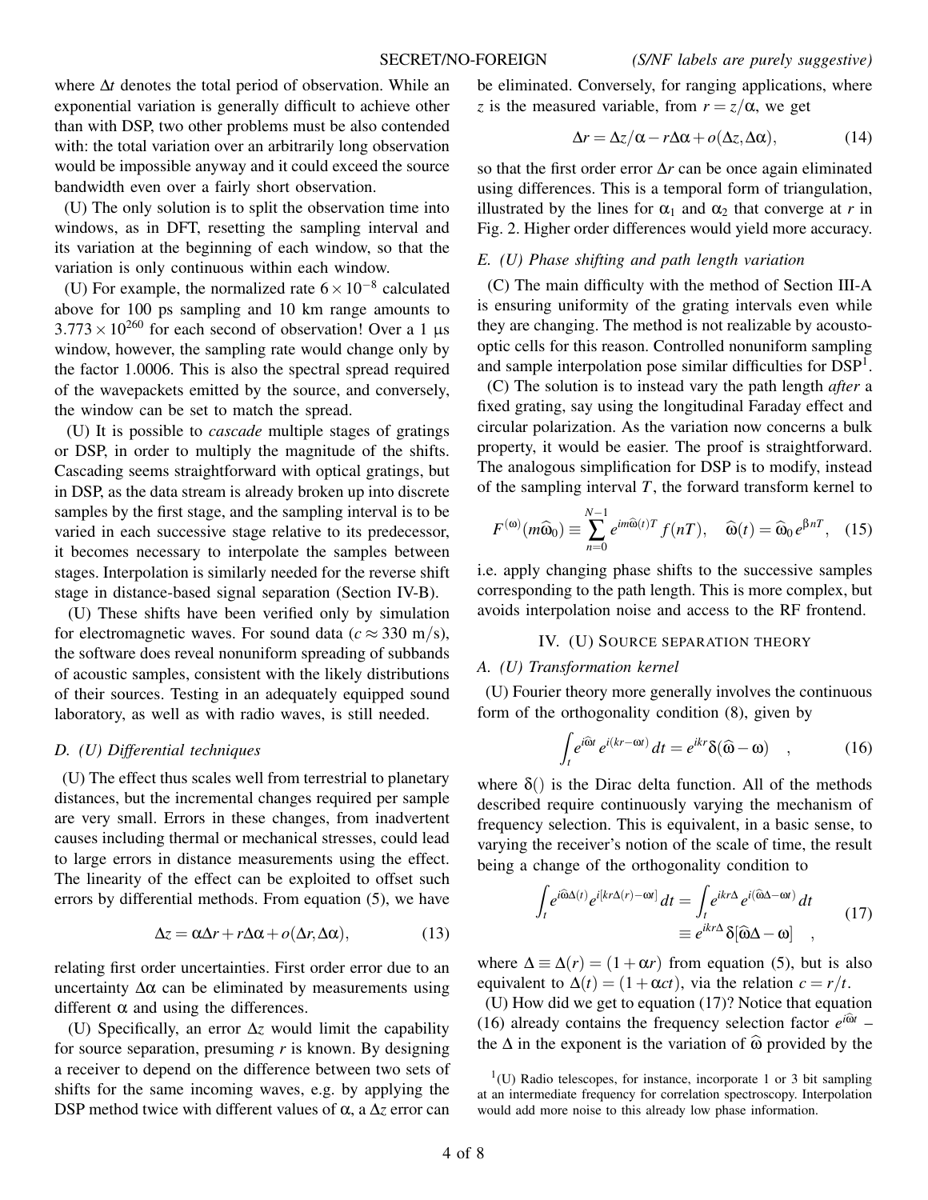where $\Delta t$ denotes the total period of observation. While an exponential variation is generally difficult to achieve other than with DSP, two other problems must be also contended with: the total variation over an arbitrarily long observation would be impossible anyway and it could exceed the source bandwidth even over a fairly short observation.

(U) The only solution is to split the observation time into windows, as in DFT, resetting the sampling interval and its variation at the beginning of each window, so that the variation is only continuous within each window.

(U) For example, the normalized rate $6 \times 10^{-8}$ calculated above for 100 ps sampling and 10 km range amounts to $3.773 \times 10^{260}$ for each second of observation! Over a 1 μs window, however, the sampling rate would change only by the factor 1.0006. This is also the spectral spread required of the wavepackets emitted by the source, and conversely, the window can be set to match the spread.

(U) It is possible to *cascade* multiple stages of gratings or DSP, in order to multiply the magnitude of the shifts. Cascading seems straightforward with optical gratings, but in DSP, as the data stream is already broken up into discrete samples by the first stage, and the sampling interval is to be varied in each successive stage relative to its predecessor, it becomes necessary to interpolate the samples between stages. Interpolation is similarly needed for the reverse shift stage in distance-based signal separation (Section IV-B).

(U) These shifts have been verified only by simulation for electromagnetic waves. For sound data ($c \approx 330$ m/s), the software does reveal nonuniform spreading of subbands of acoustic samples, consistent with the likely distributions of their sources. Testing in an adequately equipped sound laboratory, as well as with radio waves, is still needed.

### D. (U) Differential techniques

(U) The effect thus scales well from terrestrial to planetary distances, but the incremental changes required per sample are very small. Errors in these changes, from inadvertent causes including thermal or mechanical stresses, could lead to large errors in distance measurements using the effect. The linearity of the effect can be exploited to offset such errors by differential methods. From equation (5), we have

$$\Delta z = \alpha \Delta r + r \Delta \alpha + o(\Delta r, \Delta \alpha), \tag{13}$$

relating first order uncertainties. First order error due to an uncertainty $\Delta \alpha$ can be eliminated by measurements using different $\alpha$ and using the differences.

(U) Specifically, an error $\Delta z$ would limit the capability for source separation, presuming $r$ is known. By designing a receiver to depend on the difference between two sets of shifts for the same incoming waves, e.g. by applying the DSP method twice with different values of $\alpha$, a $\Delta z$ error can be eliminated. Conversely, for ranging applications, where $z$ is the measured variable, from $r = z/\alpha$, we get

$$\Delta r = \Delta z/\alpha - r \Delta \alpha + o(\Delta z, \Delta \alpha), \tag{14}$$

so that the first order error $\Delta r$ can be once again eliminated using differences. This is a temporal form of triangulation, illustrated by the lines for $\alpha_1$ and $\alpha_2$ that converge at $r$ in Fig. 2. Higher order differences would yield more accuracy.

### E. (U) Phase shifting and path length variation

(C) The main difficulty with the method of Section III-A is ensuring uniformity of the grating intervals even while they are changing. The method is not realizable by acousto-optic cells for this reason. Controlled nonuniform sampling and sample interpolation pose similar difficulties for DSP[1].

(C) The solution is to instead vary the path length *after* a fixed grating, say using the longitudinal Faraday effect and circular polarization. As the variation now concerns a bulk property, it would be easier. The proof is straightforward. The analogous simplification for DSP is to modify, instead of the sampling interval $T$, the forward transform kernel to

$$F^{(\omega)}(m\widehat{\omega}_0) \equiv \sum_{n=0}^{N-1} e^{im\widehat{\omega}(t)T} f(nT), \quad \widehat{\omega}(t) = \widehat{\omega}_0 e^{\beta nT}, \tag{15}$$

i.e. apply changing phase shifts to the successive samples corresponding to the path length. This is more complex, but avoids interpolation noise and access to the RF frontend.

## IV. (U) Source Separation Theory

### A. (U) Transformation kernel

(U) Fourier theory more generally involves the continuous form of the orthogonality condition (8), given by

$$\int_t e^{i\widehat{\omega}t} e^{i(kr - \omega t)} \, dt = e^{ikr} \delta(\widehat{\omega} - \omega) \quad , \tag{16}$$

where $\delta()$ is the Dirac delta function. All of the methods described require continuously varying the mechanism of frequency selection. This is equivalent, in a basic sense, to varying the receiver's notion of the scale of time, the result being a change of the orthogonality condition to

$$\begin{aligned} \int_t e^{i\widehat{\omega}\Delta(t)} e^{i[kr\Delta(r) - \omega t]} \, dt &= \int_t e^{ikr\Delta} e^{i(\widehat{\omega}\Delta - \omega t)} \, dt \\ &\equiv e^{ikr\Delta} \delta[\widehat{\omega}\Delta - \omega] \quad , \end{aligned} \tag{17}$$

where $\Delta \equiv \Delta(r) = (1 + \alpha r)$ from equation (5), but is also equivalent to $\Delta(t) = (1 + \alpha c t)$, via the relation $c = r/t$.

(U) How did we get to equation (17)? Notice that equation (16) already contains the frequency selection factor $e^{i\widehat{\omega}t}$ – the $\Delta$ in the exponent is the variation of $\widehat{\omega}$ provided by the

[1](U) Radio telescopes, for instance, incorporate 1 or 3 bit sampling at an intermediate frequency for correlation spectroscopy. Interpolation would add more noise to this already low phase information.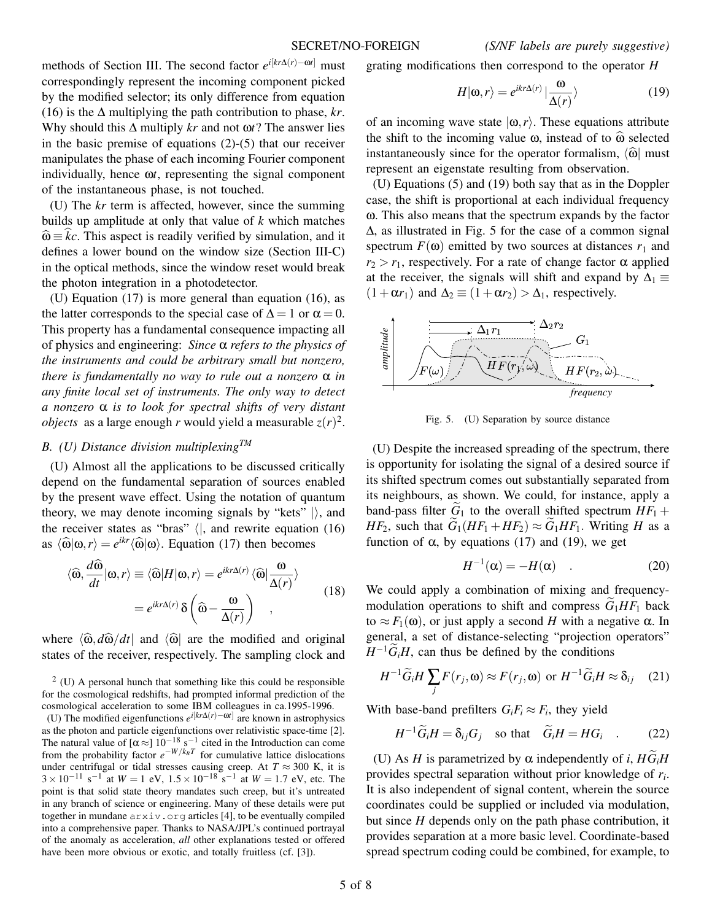methods of Section III. The second factor $e^{i[kr\Delta(r)-\omega t]}$ must correspondingly represent the incoming component picked by the modified selector; its only difference from equation (16) is the $\Delta$ multiplying the path contribution to phase, $kr$. Why should this $\Delta$ multiply $kr$ and not $\omega t$? The answer lies in the basic premise of equations (2)-(5) that our receiver manipulates the phase of each incoming Fourier component individually, hence $\omega t$, representing the signal component of the instantaneous phase, is not touched.

(U) The $kr$ term is affected, however, since the summing builds up amplitude at only that value of $k$ which matches $\widehat{\omega} \equiv \widehat{k}c$. This aspect is readily verified by simulation, and it defines a lower bound on the window size (Section III-C) in the optical methods, since the window reset would break the photon integration in a photodetector.

(U) Equation (17) is more general than equation (16), as the latter corresponds to the special case of $\Delta = 1$ or $\alpha = 0$. This property has a fundamental consequence impacting all of physics and engineering: *Since $\alpha$ refers to the physics of the instruments and could be arbitrary small but nonzero, there is fundamentally no way to rule out a nonzero $\alpha$ in any finite local set of instruments. The only way to detect a nonzero $\alpha$ is to look for spectral shifts of very distant objects* as a large enough $r$ would yield a measurable $z(r)$[2].

### B. (U) Distance division multiplexing[TM]

(U) Almost all the applications to be discussed critically depend on the fundamental separation of sources enabled by the present wave effect. Using the notation of quantum theory, we may denote incoming signals by "kets" $|\rangle$, and the receiver states as "bras" $\langle|$, and rewrite equation (16) as $\langle\widehat{\omega}|\omega, r\rangle = e^{ikr}\langle\widehat{\omega}|\omega\rangle$. Equation (17) then becomes

$$
\begin{aligned}
\langle\widehat{\omega}, \frac{d\widehat{\omega}}{dt}|\omega, r\rangle \equiv \langle\widehat{\omega}|H|\omega, r\rangle &= e^{ikr\Delta(r)}\,\langle\widehat{\omega}|\frac{\omega}{\Delta(r)}\rangle \\
&= e^{ikr\Delta(r)}\,\delta\left(\widehat{\omega} - \frac{\omega}{\Delta(r)}\right) \quad ,
\end{aligned} \tag{18}
$$

where $\langle\widehat{\omega}, d\widehat{\omega}/dt|$ and $\langle\widehat{\omega}|$ are the modified and original states of the receiver, respectively. The sampling clock and grating modifications then correspond to the operator $H$

$$
H|\omega, r\rangle = e^{ikr\Delta(r)}\,|\frac{\omega}{\Delta(r)}\rangle \tag{19}
$$

of an incoming wave state $|\omega, r\rangle$. These equations attribute the shift to the incoming value $\omega$, instead of to $\widehat{\omega}$ selected instantaneously since for the operator formalism, $\langle\widehat{\omega}|$ must represent an eigenstate resulting from observation.

(U) Equations (5) and (19) both say that as in the Doppler case, the shift is proportional at each individual frequency $\omega$. This also means that the spectrum expands by the factor $\Delta$, as illustrated in Fig. 5 for the case of a common signal spectrum $F(\omega)$ emitted by two sources at distances $r_1$ and $r_2 > r_1$, respectively. For a rate of change factor $\alpha$ applied at the receiver, the signals will shift and expand by $\Delta_1 \equiv (1 + \alpha r_1)$ and $\Delta_2 \equiv (1 + \alpha r_2) > \Delta_1$, respectively.

Fig. 5. (U) Separation by source distance

(U) Despite the increased spreading of the spectrum, there is opportunity for isolating the signal of a desired source if its shifted spectrum comes out substantially separated from its neighbours, as shown. We could, for instance, apply a band-pass filter $\widetilde{G}_1$ to the overall shifted spectrum $HF_1 + HF_2$, such that $\widetilde{G}_1(HF_1 + HF_2) \approx \widetilde{G}_1 HF_1$. Writing $H$ as a function of $\alpha$, by equations (17) and (19), we get

$$
H^{-1}(\alpha) = -H(\alpha) \quad . \tag{20}
$$

We could apply a combination of mixing and frequency-modulation operations to shift and compress $\widetilde{G}_1 HF_1$ back to $\approx F_1(\omega)$, or just apply a second $H$ with a negative $\alpha$. In general, a set of distance-selecting "projection operators" $H^{-1}\widetilde{G}_i H$, can thus be defined by the conditions

$$
H^{-1}\widetilde{G}_i H \sum_j F(r_j, \omega) \approx F(r_j, \omega) \text{ or } H^{-1}\widetilde{G}_i H \approx \delta_{ij} \tag{21}
$$

With base-band prefilters $G_i F_i \approx F_i$, they yield

$$
H^{-1}\widetilde{G}_i H = \delta_{ij} G_j \quad \text{so that} \quad \widetilde{G}_i H = H G_i \quad . \tag{22}
$$

(U) As $H$ is parametrized by $\alpha$ independently of $i$, $H\widetilde{G}_i H$ provides spectral separation without prior knowledge of $r_i$. It is also independent of signal content, wherein the source coordinates could be supplied or included via modulation, but since $H$ depends only on the path phase contribution, it provides separation at a more basic level. Coordinate-based spread spectrum coding could be combined, for example, to

[2] (U) A personal hunch that something like this could be responsible for the cosmological redshifts, had prompted informal prediction of the cosmological acceleration to some IBM colleagues in ca.1995-1996.

(U) The modified eigenfunctions $e^{i[kr\Delta(r)-\omega t]}$ are known in astrophysics as the photon and particle eigenfunctions over relativistic space-time [2]. The natural value of $[\alpha \approx]\ 10^{-18}\ \text{s}^{-1}$ cited in the Introduction can come from the probability factor $e^{-W/k_B T}$ for cumulative lattice dislocations under centrifugal or tidal stresses causing creep. At $T \approx 300$ K, it is $3 \times 10^{-11}\ \text{s}^{-1}$ at $W = 1$ eV, $1.5 \times 10^{-18}\ \text{s}^{-1}$ at $W = 1.7$ eV, etc. The point is that solid state theory mandates such creep, but it's untreated in any branch of science or engineering. Many of these details were put together in mundane `arxiv.org` articles [4], to be eventually compiled into a comprehensive paper. Thanks to NASA/JPL's continued portrayal of the anomaly as acceleration, *all* other explanations tested or offered have been more obvious or exotic, and totally fruitless (cf. [3]).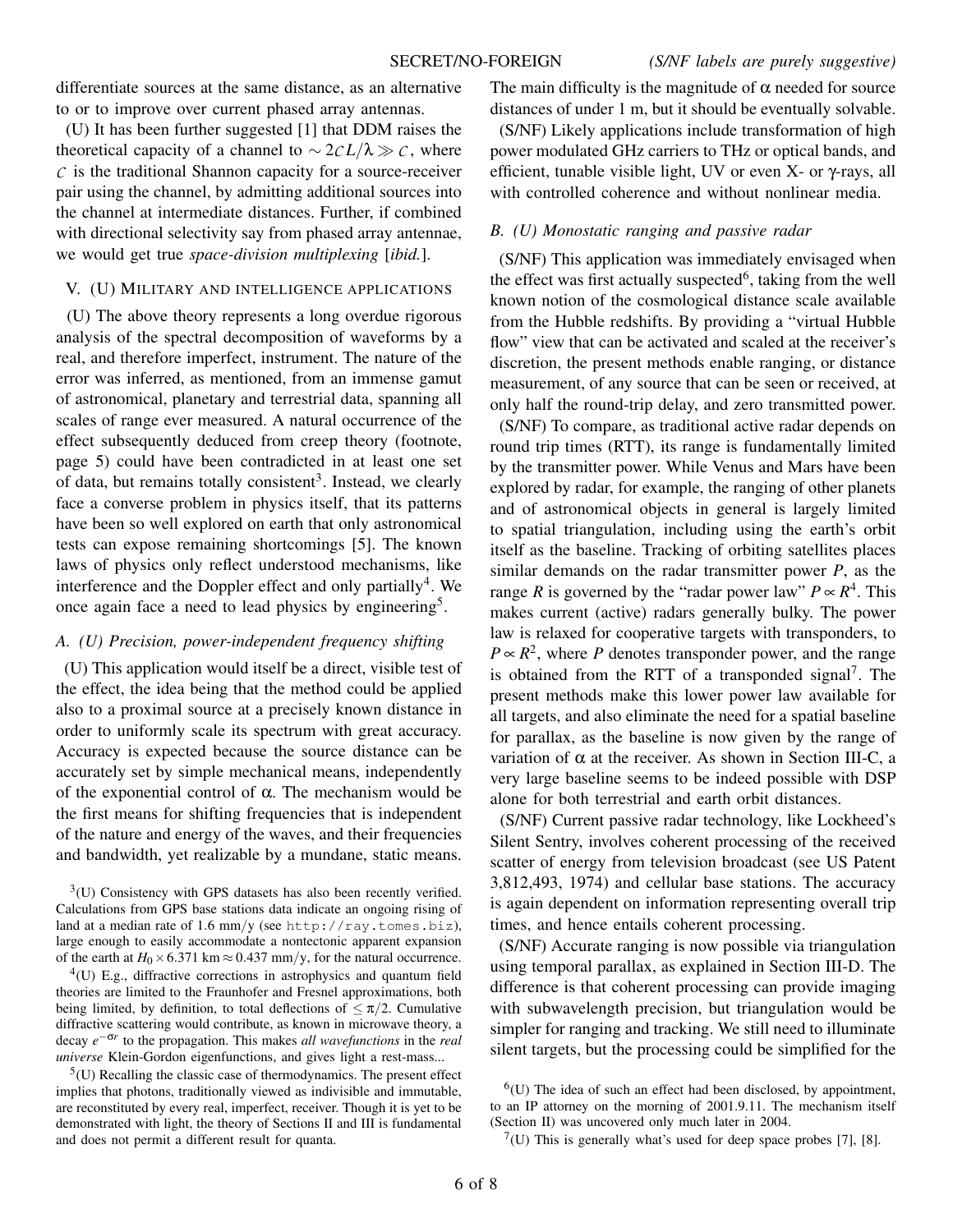differentiate sources at the same distance, as an alternative to or to improve over current phased array antennas.

(U) It has been further suggested [1] that DDM raises the theoretical capacity of a channel to $\sim 2\mathcal{C}L/\lambda \gg \mathcal{C}$, where $\mathcal{C}$ is the traditional Shannon capacity for a source-receiver pair using the channel, by admitting additional sources into the channel at intermediate distances. Further, if combined with directional selectivity say from phased array antennae, we would get true *space-division multiplexing* [*ibid.*].

## V. (U) Military and intelligence applications

(U) The above theory represents a long overdue rigorous analysis of the spectral decomposition of waveforms by a real, and therefore imperfect, instrument. The nature of the error was inferred, as mentioned, from an immense gamut of astronomical, planetary and terrestrial data, spanning all scales of range ever measured. A natural occurrence of the effect subsequently deduced from creep theory (footnote, page 5) could have been contradicted in at least one set of data, but remains totally consistent[3]. Instead, we clearly face a converse problem in physics itself, that its patterns have been so well explored on earth that only astronomical tests can expose remaining shortcomings [5]. The known laws of physics only reflect understood mechanisms, like interference and the Doppler effect and only partially[4]. We once again face a need to lead physics by engineering[5].

### A. (U) Precision, power-independent frequency shifting

(U) This application would itself be a direct, visible test of the effect, the idea being that the method could be applied also to a proximal source at a precisely known distance in order to uniformly scale its spectrum with great accuracy. Accuracy is expected because the source distance can be accurately set by simple mechanical means, independently of the exponential control of $\alpha$. The mechanism would be the first means for shifting frequencies that is independent of the nature and energy of the waves, and their frequencies and bandwidth, yet realizable by a mundane, static means. The main difficulty is the magnitude of $\alpha$ needed for source distances of under 1 m, but it should be eventually solvable.

(S/NF) Likely applications include transformation of high power modulated GHz carriers to THz or optical bands, and efficient, tunable visible light, UV or even X- or $\gamma$-rays, all with controlled coherence and without nonlinear media.

### B. (U) Monostatic ranging and passive radar

(S/NF) This application was immediately envisaged when the effect was first actually suspected[6], taking from the well known notion of the cosmological distance scale available from the Hubble redshifts. By providing a "virtual Hubble flow" view that can be activated and scaled at the receiver's discretion, the present methods enable ranging, or distance measurement, of any source that can be seen or received, at only half the round-trip delay, and zero transmitted power.

(S/NF) To compare, as traditional active radar depends on round trip times (RTT), its range is fundamentally limited by the transmitter power. While Venus and Mars have been explored by radar, for example, the ranging of other planets and of astronomical objects in general is largely limited to spatial triangulation, including using the earth's orbit itself as the baseline. Tracking of orbiting satellites places similar demands on the radar transmitter power $P$, as the range $R$ is governed by the "radar power law" $P \propto R^4$. This makes current (active) radars generally bulky. The power law is relaxed for cooperative targets with transponders, to $P \propto R^2$, where $P$ denotes transponder power, and the range is obtained from the RTT of a transponded signal[7]. The present methods make this lower power law available for all targets, and also eliminate the need for a spatial baseline for parallax, as the baseline is now given by the range of variation of $\alpha$ at the receiver. As shown in Section III-C, a very large baseline seems to be indeed possible with DSP alone for both terrestrial and earth orbit distances.

(S/NF) Current passive radar technology, like Lockheed's Silent Sentry, involves coherent processing of the received scatter of energy from television broadcast (see US Patent 3,812,493, 1974) and cellular base stations. The accuracy is again dependent on information representing overall trip times, and hence entails coherent processing.

(S/NF) Accurate ranging is now possible via triangulation using temporal parallax, as explained in Section III-D. The difference is that coherent processing can provide imaging with subwavelength precision, but triangulation would be simpler for ranging and tracking. We still need to illuminate silent targets, but the processing could be simplified for the

[3](U) Consistency with GPS datasets has also been recently verified. Calculations from GPS base stations data indicate an ongoing rising of land at a median rate of 1.6 mm/y (see `http://ray.tomes.biz`), large enough to easily accommodate a nontectonic apparent expansion of the earth at $H_0 \times 6.371$ km $\approx 0.437$ mm/y, for the natural occurrence.

[4](U) E.g., diffractive corrections in astrophysics and quantum field theories are limited to the Fraunhofer and Fresnel approximations, both being limited, by definition, to total deflections of $\leq \pi/2$. Cumulative diffractive scattering would contribute, as known in microwave theory, a decay $e^{-\sigma r}$ to the propagation. This makes *all wavefunctions* in the *real universe* Klein-Gordon eigenfunctions, and gives light a rest-mass...

[5](U) Recalling the classic case of thermodynamics. The present effect implies that photons, traditionally viewed as indivisible and immutable, are reconstituted by every real, imperfect, receiver. Though it is yet to be demonstrated with light, the theory of Sections II and III is fundamental and does not permit a different result for quanta.

[6](U) The idea of such an effect had been disclosed, by appointment, to an IP attorney on the morning of 2001.9.11. The mechanism itself (Section II) was uncovered only much later in 2004.

[7](U) This is generally what's used for deep space probes [7], [8].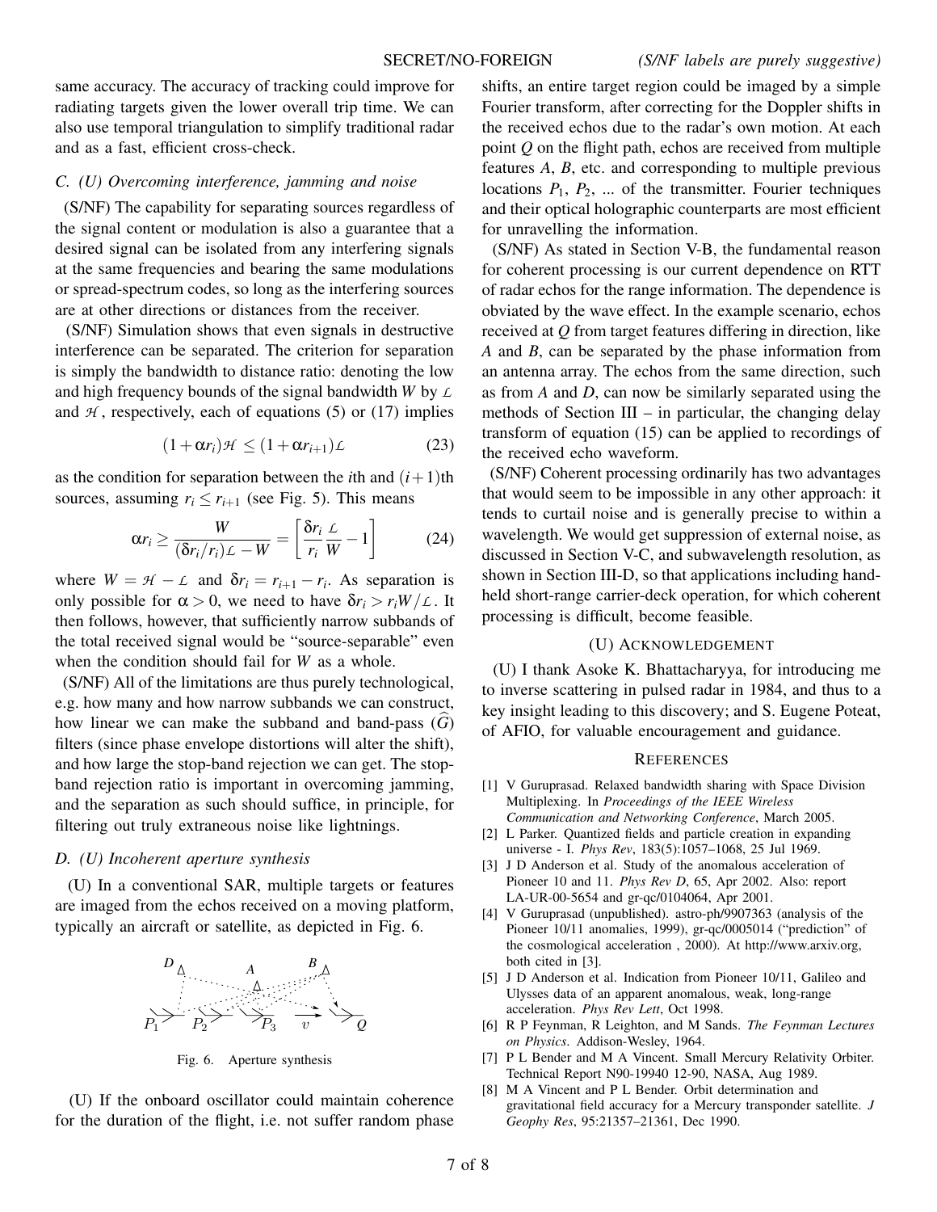same accuracy. The accuracy of tracking could improve for radiating targets given the lower overall trip time. We can also use temporal triangulation to simplify traditional radar and as a fast, efficient cross-check.

### C. (U) Overcoming interference, jamming and noise

(S/NF) The capability for separating sources regardless of the signal content or modulation is also a guarantee that a desired signal can be isolated from any interfering signals at the same frequencies and bearing the same modulations or spread-spectrum codes, so long as the interfering sources are at other directions or distances from the receiver.

(S/NF) Simulation shows that even signals in destructive interference can be separated. The criterion for separation is simply the bandwidth to distance ratio: denoting the low and high frequency bounds of the signal bandwidth $W$ by $\mathcal{L}$ and $\mathcal{H}$, respectively, each of equations (5) or (17) implies

$$(1+\alpha r_i)\mathcal{H} \le (1+\alpha r_{i+1})\mathcal{L} \tag{23}$$

as the condition for separation between the $i$th and $(i+1)$th sources, assuming $r_i \le r_{i+1}$ (see Fig. 5). This means

$$\alpha r_i \ge \frac{W}{(\delta r_i/r_i)\mathcal{L} - W} = \left[\frac{\delta r_i}{r_i}\frac{\mathcal{L}}{W} - 1\right] \tag{24}$$

where $W = \mathcal{H} - \mathcal{L}$ and $\delta r_i = r_{i+1} - r_i$. As separation is only possible for $\alpha > 0$, we need to have $\delta r_i > r_i W/\mathcal{L}$. It then follows, however, that sufficiently narrow subbands of the total received signal would be "source-separable" even when the condition should fail for $W$ as a whole.

(S/NF) All of the limitations are thus purely technological, e.g. how many and how narrow subbands we can construct, how linear we can make the subband and band-pass ($\widehat{G}$) filters (since phase envelope distortions will alter the shift), and how large the stop-band rejection we can get. The stop-band rejection ratio is important in overcoming jamming, and the separation as such should suffice, in principle, for filtering out truly extraneous noise like lightnings.

### D. (U) Incoherent aperture synthesis

(U) In a conventional SAR, multiple targets or features are imaged from the echos received on a moving platform, typically an aircraft or satellite, as depicted in Fig. 6.

D A B
$P_1$ $P_2$ $P_3$ $v$ $Q$

Fig. 6. Aperture synthesis

(U) If the onboard oscillator could maintain coherence for the duration of the flight, i.e. not suffer random phase shifts, an entire target region could be imaged by a simple Fourier transform, after correcting for the Doppler shifts in the received echos due to the radar's own motion. At each point $Q$ on the flight path, echos are received from multiple features $A$, $B$, etc. and corresponding to multiple previous locations $P_1$, $P_2$, ... of the transmitter. Fourier techniques and their optical holographic counterparts are most efficient for unravelling the information.

(S/NF) As stated in Section V-B, the fundamental reason for coherent processing is our current dependence on RTT of radar echos for the range information. The dependence is obviated by the wave effect. In the example scenario, echos received at $Q$ from target features differing in direction, like $A$ and $B$, can be separated by the phase information from an antenna array. The echos from the same direction, such as from $A$ and $D$, can now be similarly separated using the methods of Section III – in particular, the changing delay transform of equation (15) can be applied to recordings of the received echo waveform.

(S/NF) Coherent processing ordinarily has two advantages that would seem to be impossible in any other approach: it tends to curtail noise and is generally precise to within a wavelength. We would get suppression of external noise, as discussed in Section V-C, and subwavelength resolution, as shown in Section III-D, so that applications including hand-held short-range carrier-deck operation, for which coherent processing is difficult, become feasible.

## (U) Acknowledgement

(U) I thank Asoke K. Bhattacharyya, for introducing me to inverse scattering in pulsed radar in 1984, and thus to a key insight leading to this discovery; and S. Eugene Poteat, of AFIO, for valuable encouragement and guidance.

## References

[1] V Guruprasad. Relaxed bandwidth sharing with Space Division Multiplexing. In *Proceedings of the IEEE Wireless Communication and Networking Conference*, March 2005.

[2] L Parker. Quantized fields and particle creation in expanding universe - I. *Phys Rev*, 183(5):1057–1068, 25 Jul 1969.

[3] J D Anderson et al. Study of the anomalous acceleration of Pioneer 10 and 11. *Phys Rev D*, 65, Apr 2002. Also: report LA-UR-00-5654 and gr-qc/0104064, Apr 2001.

[4] V Guruprasad (unpublished). astro-ph/9907363 (analysis of the Pioneer 10/11 anomalies, 1999), gr-qc/0005014 ("prediction" of the cosmological acceleration , 2000). At http://www.arxiv.org, both cited in [3].

[5] J D Anderson et al. Indication from Pioneer 10/11, Galileo and Ulysses data of an apparent anomalous, weak, long-range acceleration. *Phys Rev Lett*, Oct 1998.

[6] R P Feynman, R Leighton, and M Sands. *The Feynman Lectures on Physics*. Addison-Wesley, 1964.

[7] P L Bender and M A Vincent. Small Mercury Relativity Orbiter. Technical Report N90-19940 12-90, NASA, Aug 1989.

[8] M A Vincent and P L Bender. Orbit determination and gravitational field accuracy for a Mercury transponder satellite. *J Geophy Res*, 95:21357–21361, Dec 1990.